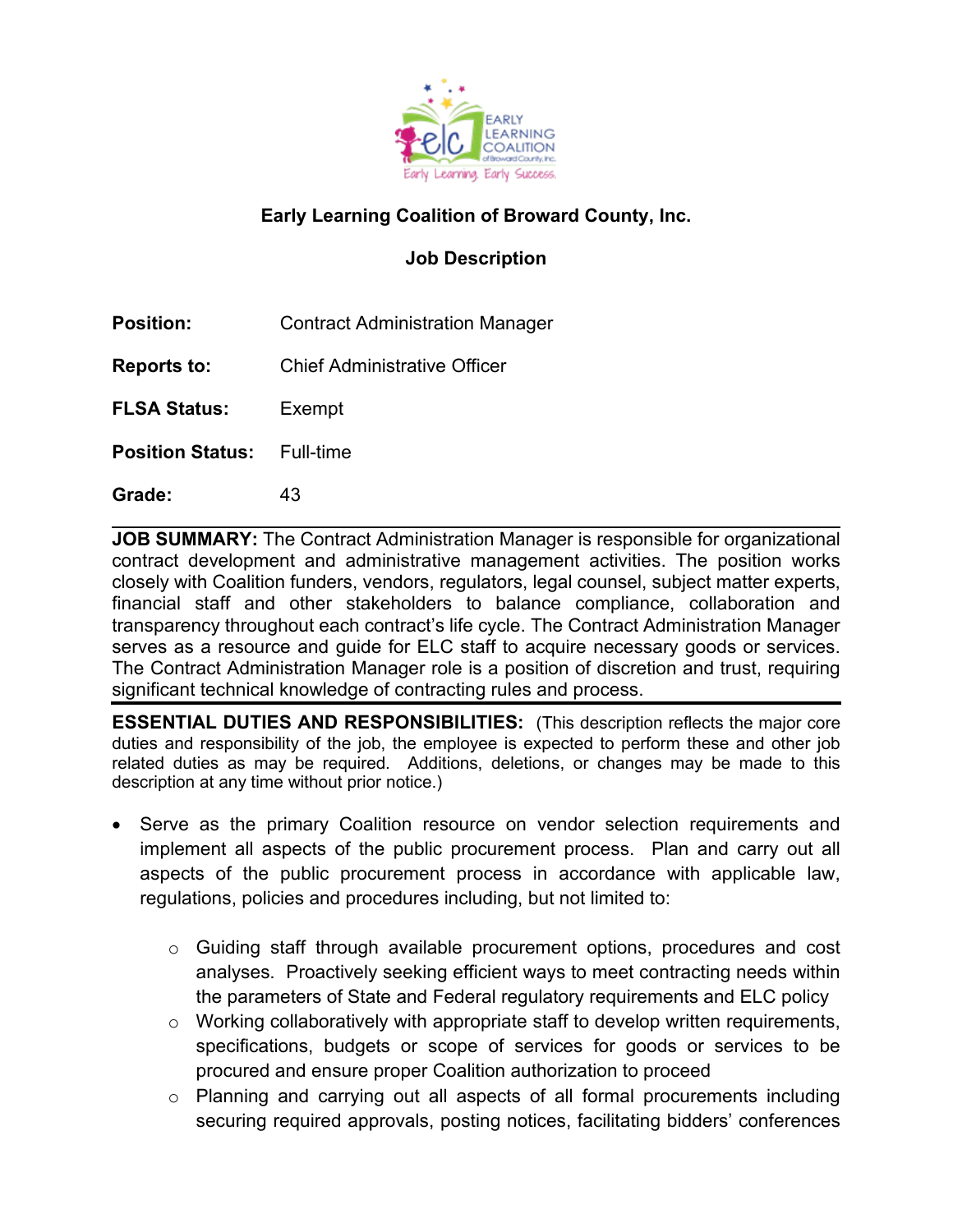**Early Learning Coalition of Broward County, Inc.**

**Job Description**

**Position:** Contract Administration Manager

**Reports to:** Chief Administrative Officer

**FLSA Status:** Exempt

**Position Status:** Full-time

**Grade:** 43

---

**JOB SUMMARY:** The Contract Administration Manager is responsible for organizational contract development and administrative management activities. The position works closely with Coalition funders, vendors, regulators, legal counsel, subject matter experts, financial staff and other stakeholders to balance compliance, collaboration and transparency throughout each contract's life cycle. The Contract Administration Manager serves as a resource and guide for ELC staff to acquire necessary goods or services. The Contract Administration Manager role is a position of discretion and trust, requiring significant technical knowledge of contracting rules and process.

---

**ESSENTIAL DUTIES AND RESPONSIBILITIES:** (This description reflects the major core duties and responsibility of the job, the employee is expected to perform these and other job related duties as may be required. Additions, deletions, or changes may be made to this description at any time without prior notice.)

- Serve as the primary Coalition resource on vendor selection requirements and implement all aspects of the public procurement process. Plan and carry out all aspects of the public procurement process in accordance with applicable law, regulations, policies and procedures including, but not limited to:
    - Guiding staff through available procurement options, procedures and cost analyses. Proactively seeking efficient ways to meet contracting needs within the parameters of State and Federal regulatory requirements and ELC policy
    - Working collaboratively with appropriate staff to develop written requirements, specifications, budgets or scope of services for goods or services to be procured and ensure proper Coalition authorization to proceed
    - Planning and carrying out all aspects of all formal procurements including securing required approvals, posting notices, facilitating bidders' conferences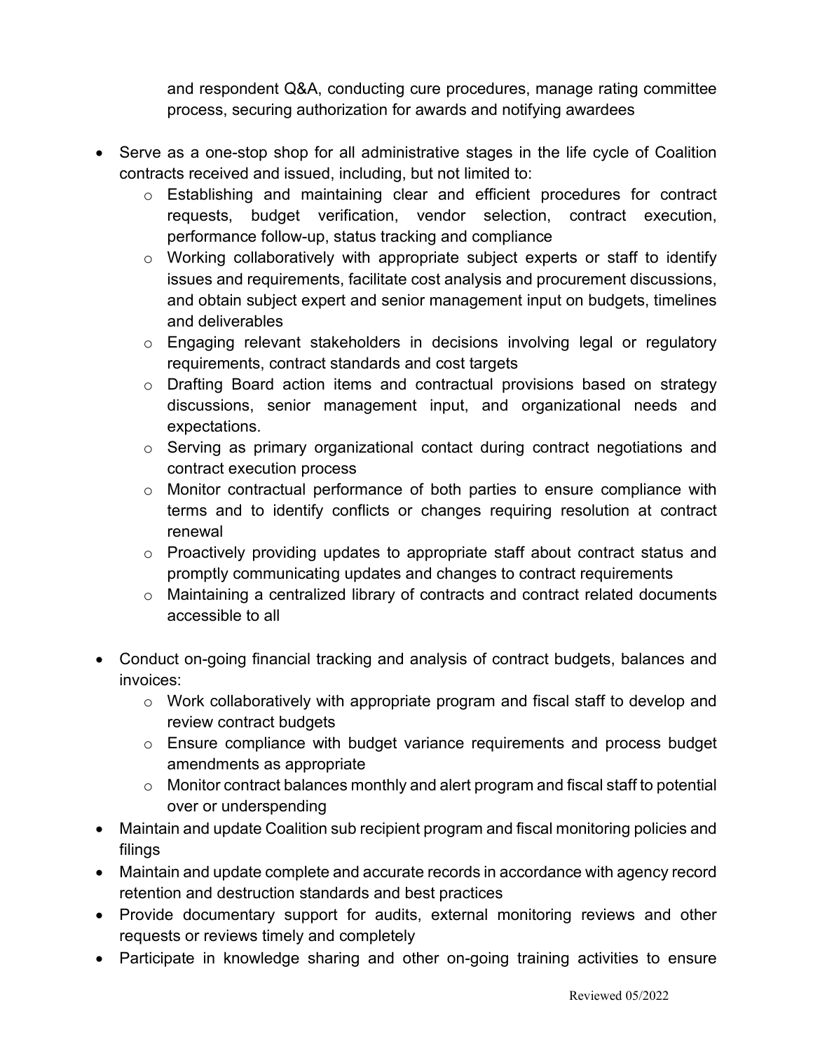and respondent Q&A, conducting cure procedures, manage rating committee process, securing authorization for awards and notifying awardees

- Serve as a one-stop shop for all administrative stages in the life cycle of Coalition contracts received and issued, including, but not limited to:
  - Establishing and maintaining clear and efficient procedures for contract requests, budget verification, vendor selection, contract execution, performance follow-up, status tracking and compliance
  - Working collaboratively with appropriate subject experts or staff to identify issues and requirements, facilitate cost analysis and procurement discussions, and obtain subject expert and senior management input on budgets, timelines and deliverables
  - Engaging relevant stakeholders in decisions involving legal or regulatory requirements, contract standards and cost targets
  - Drafting Board action items and contractual provisions based on strategy discussions, senior management input, and organizational needs and expectations.
  - Serving as primary organizational contact during contract negotiations and contract execution process
  - Monitor contractual performance of both parties to ensure compliance with terms and to identify conflicts or changes requiring resolution at contract renewal
  - Proactively providing updates to appropriate staff about contract status and promptly communicating updates and changes to contract requirements
  - Maintaining a centralized library of contracts and contract related documents accessible to all

- Conduct on-going financial tracking and analysis of contract budgets, balances and invoices:
  - Work collaboratively with appropriate program and fiscal staff to develop and review contract budgets
  - Ensure compliance with budget variance requirements and process budget amendments as appropriate
  - Monitor contract balances monthly and alert program and fiscal staff to potential over or underspending
- Maintain and update Coalition sub recipient program and fiscal monitoring policies and filings
- Maintain and update complete and accurate records in accordance with agency record retention and destruction standards and best practices
- Provide documentary support for audits, external monitoring reviews and other requests or reviews timely and completely
- Participate in knowledge sharing and other on-going training activities to ensure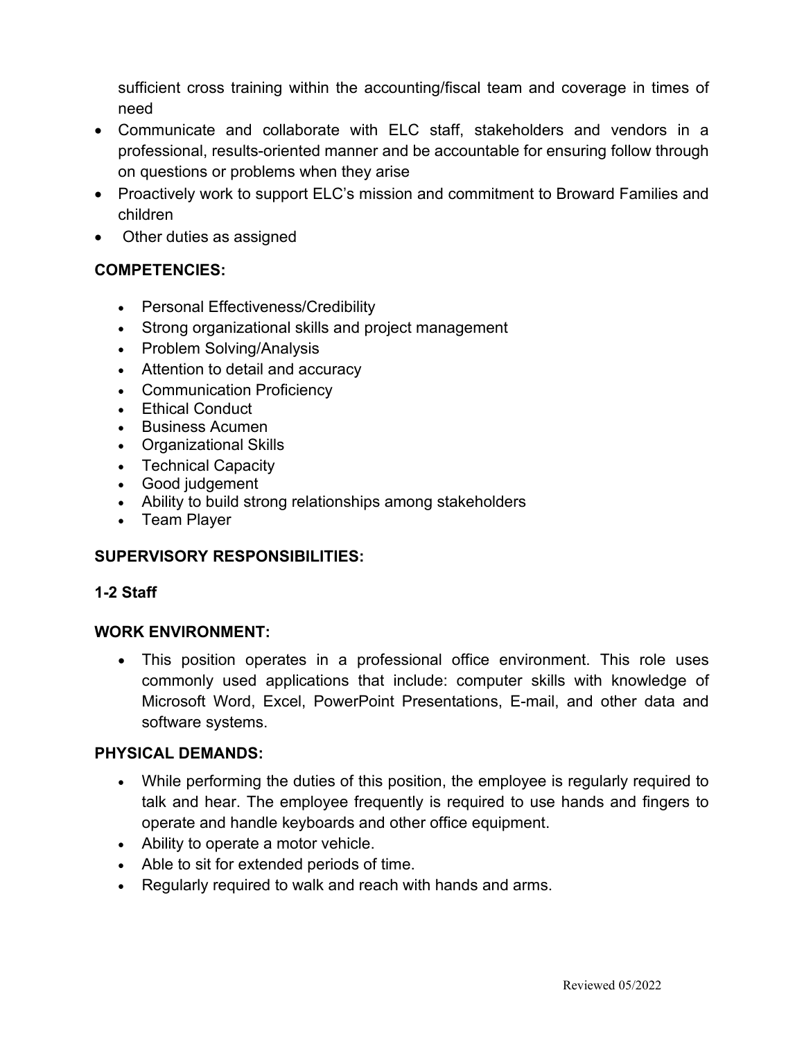sufficient cross training within the accounting/fiscal team and coverage in times of need

- Communicate and collaborate with ELC staff, stakeholders and vendors in a professional, results-oriented manner and be accountable for ensuring follow through on questions or problems when they arise
- Proactively work to support ELC's mission and commitment to Broward Families and children
- Other duties as assigned

**COMPETENCIES:**

- Personal Effectiveness/Credibility
- Strong organizational skills and project management
- Problem Solving/Analysis
- Attention to detail and accuracy
- Communication Proficiency
- Ethical Conduct
- Business Acumen
- Organizational Skills
- Technical Capacity
- Good judgement
- Ability to build strong relationships among stakeholders
- Team Player

**SUPERVISORY RESPONSIBILITIES:**

**1-2 Staff**

**WORK ENVIRONMENT:**

- This position operates in a professional office environment. This role uses commonly used applications that include: computer skills with knowledge of Microsoft Word, Excel, PowerPoint Presentations, E-mail, and other data and software systems.

**PHYSICAL DEMANDS:**

- While performing the duties of this position, the employee is regularly required to talk and hear. The employee frequently is required to use hands and fingers to operate and handle keyboards and other office equipment.
- Ability to operate a motor vehicle.
- Able to sit for extended periods of time.
- Regularly required to walk and reach with hands and arms.

Reviewed 05/2022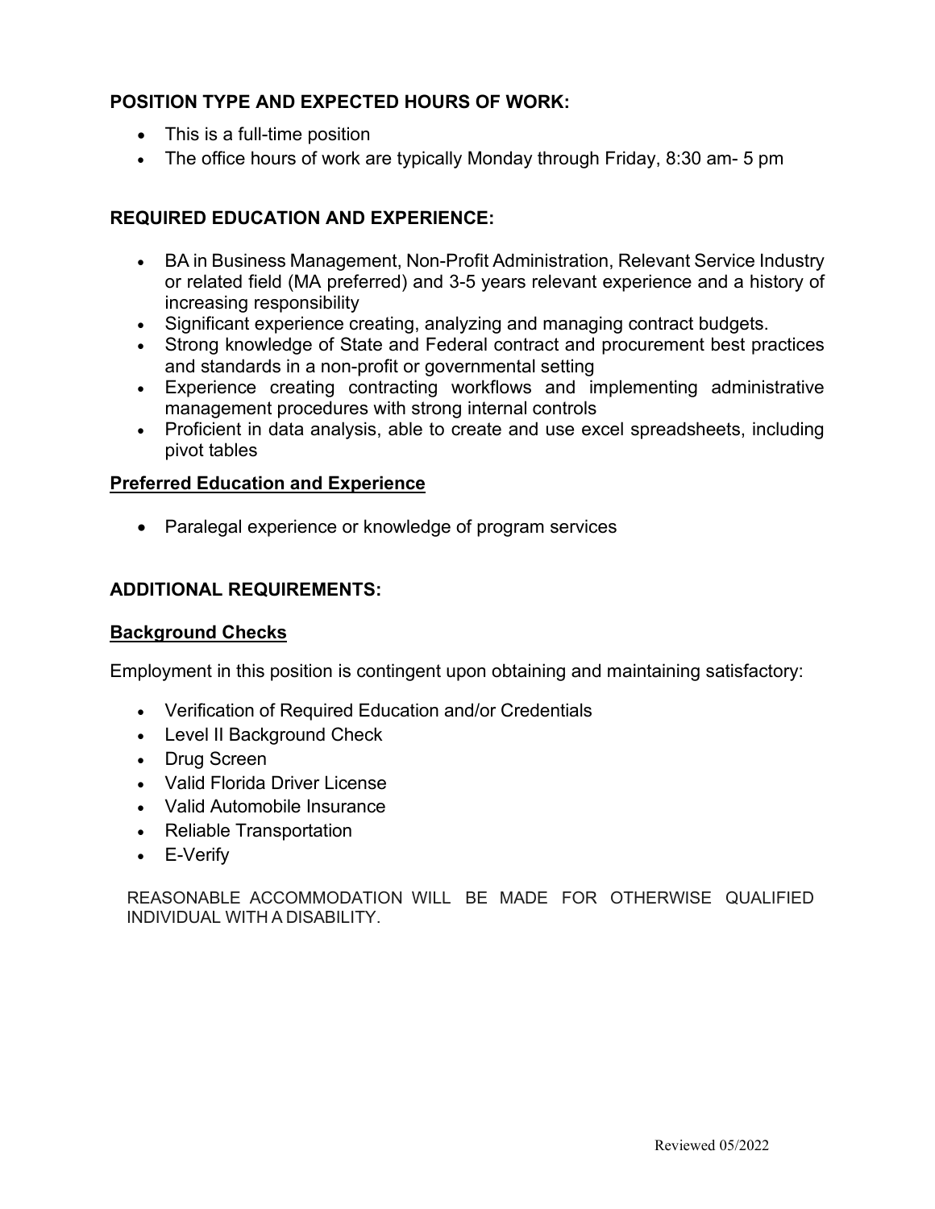**POSITION TYPE AND EXPECTED HOURS OF WORK:**

- This is a full-time position
- The office hours of work are typically Monday through Friday, 8:30 am- 5 pm

**REQUIRED EDUCATION AND EXPERIENCE:**

- BA in Business Management, Non-Profit Administration, Relevant Service Industry or related field (MA preferred) and 3-5 years relevant experience and a history of increasing responsibility
- Significant experience creating, analyzing and managing contract budgets.
- Strong knowledge of State and Federal contract and procurement best practices and standards in a non-profit or governmental setting
- Experience creating contracting workflows and implementing administrative management procedures with strong internal controls
- Proficient in data analysis, able to create and use excel spreadsheets, including pivot tables

**Preferred Education and Experience**

- Paralegal experience or knowledge of program services

**ADDITIONAL REQUIREMENTS:**

**Background Checks**

Employment in this position is contingent upon obtaining and maintaining satisfactory:

- Verification of Required Education and/or Credentials
- Level II Background Check
- Drug Screen
- Valid Florida Driver License
- Valid Automobile Insurance
- Reliable Transportation
- E-Verify

REASONABLE ACCOMMODATION WILL BE MADE FOR OTHERWISE QUALIFIED INDIVIDUAL WITH A DISABILITY.

Reviewed 05/2022